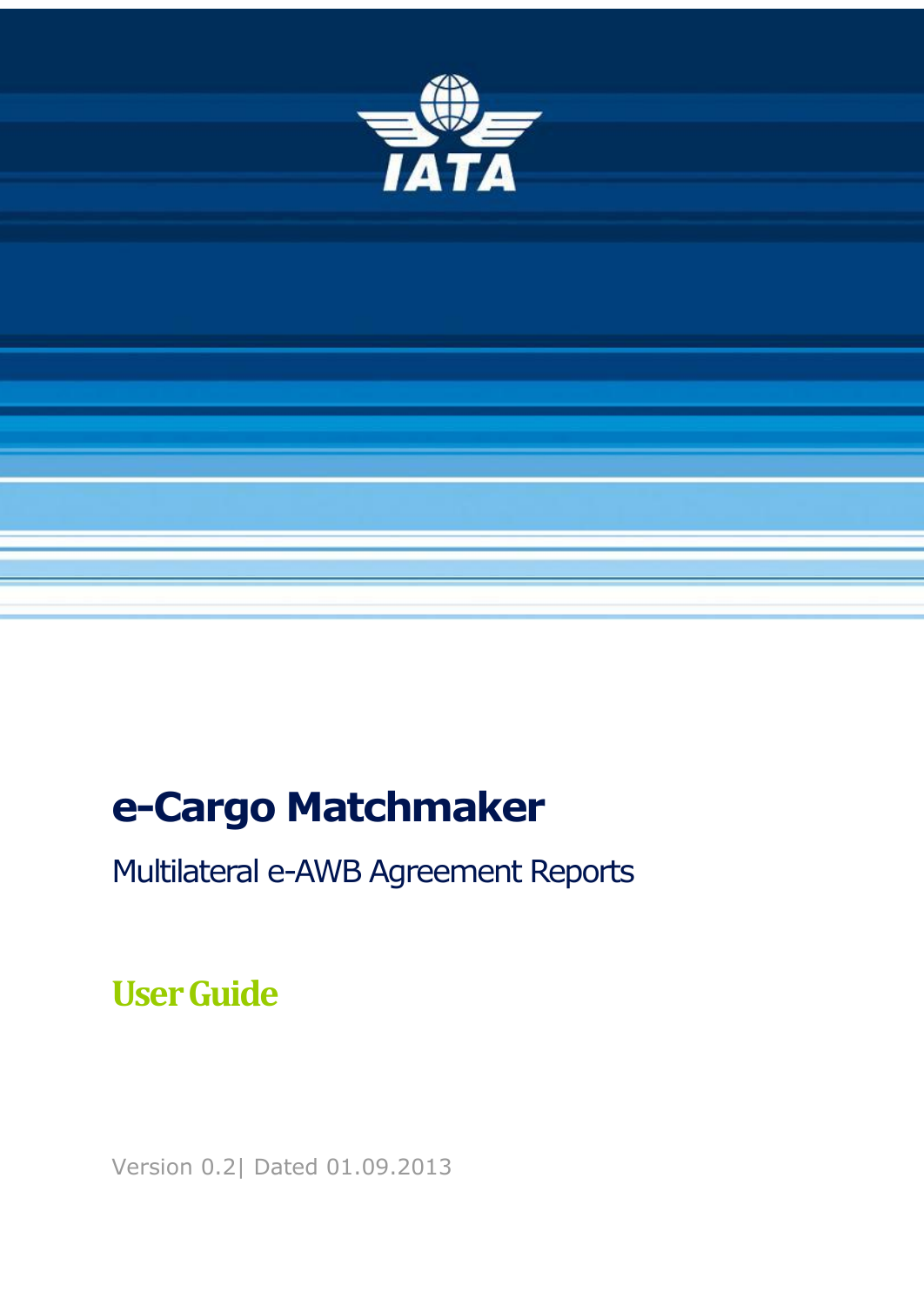IATA

# e-Cargo Matchmaker

## Multilateral e-AWB Agreement Reports

## User Guide

Version 0.2| Dated 01.09.2013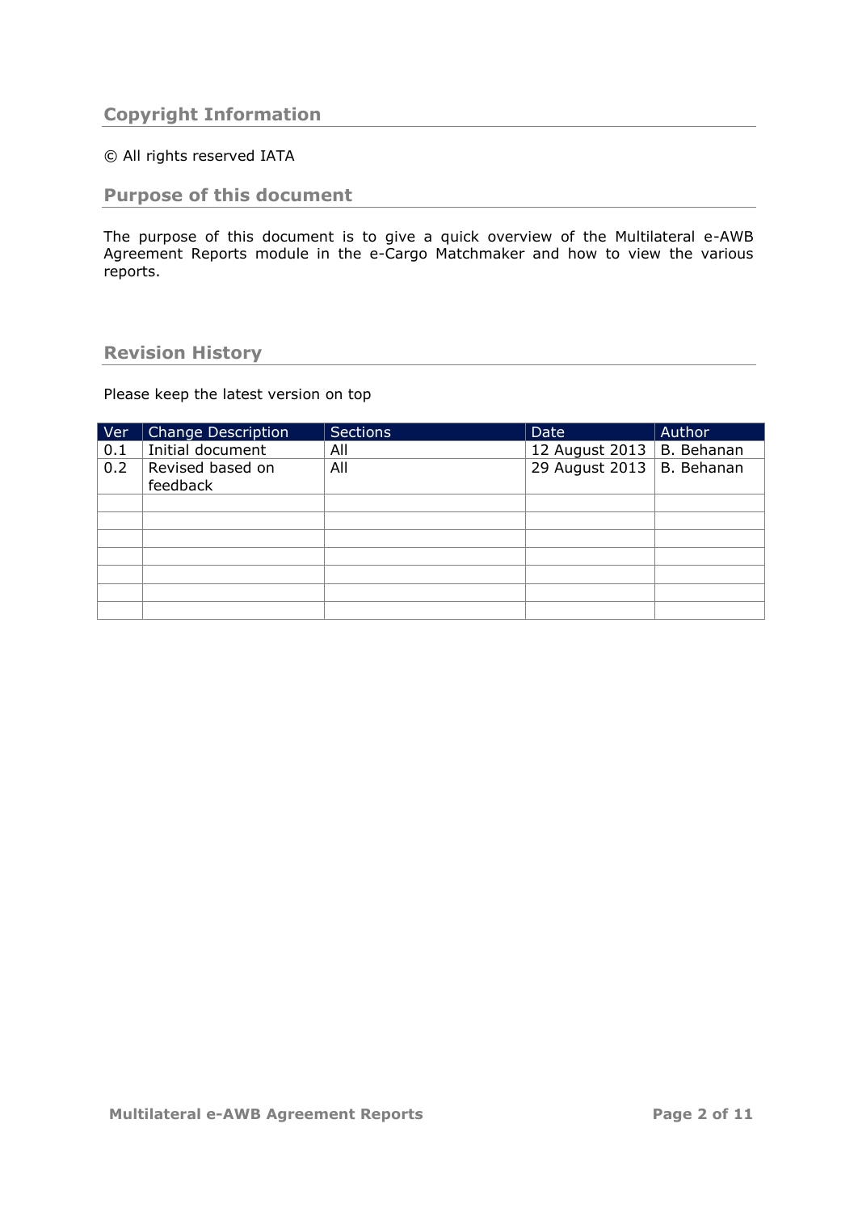## Copyright Information

© All rights reserved IATA

## Purpose of this document

The purpose of this document is to give a quick overview of the Multilateral e-AWB Agreement Reports module in the e-Cargo Matchmaker and how to view the various reports.

## Revision History

Please keep the latest version on top

| Ver | Change Description | Sections | Date | Author |
|---|---|---|---|---|
| 0.1 | Initial document | All | 12 August 2013 | B. Behanan |
| 0.2 | Revised based on feedback | All | 29 August 2013 | B. Behanan |
| | | | | |
| | | | | |
| | | | | |
| | | | | |
| | | | | |
| | | | | |
| | | | | |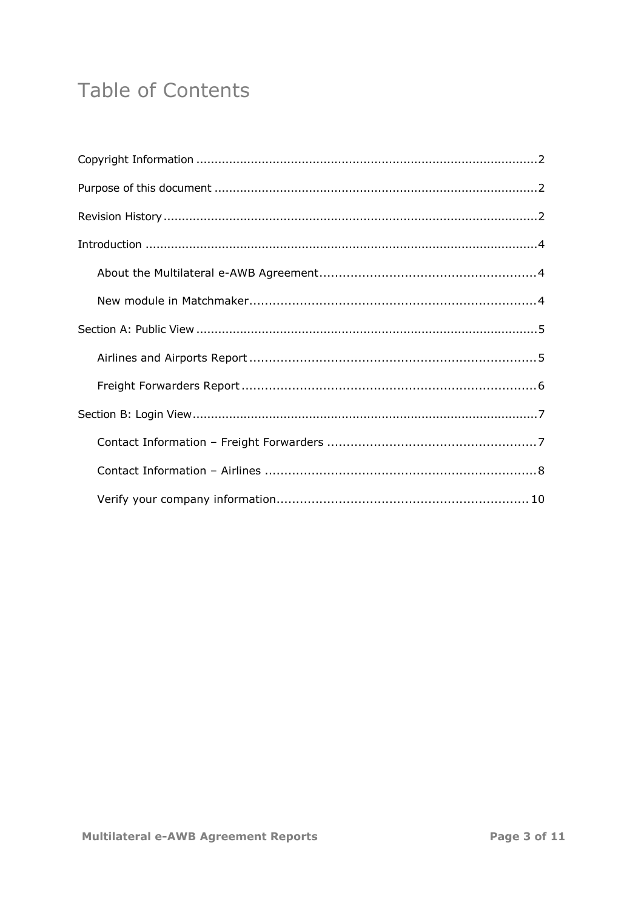# Table of Contents

Copyright Information .......... 2

Purpose of this document .......... 2

Revision History .......... 2

Introduction .......... 4

- About the Multilateral e-AWB Agreement .......... 4
- New module in Matchmaker .......... 4

Section A: Public View .......... 5

- Airlines and Airports Report .......... 5
- Freight Forwarders Report .......... 6

Section B: Login View .......... 7

- Contact Information – Freight Forwarders .......... 7
- Contact Information – Airlines .......... 8
- Verify your company information .......... 10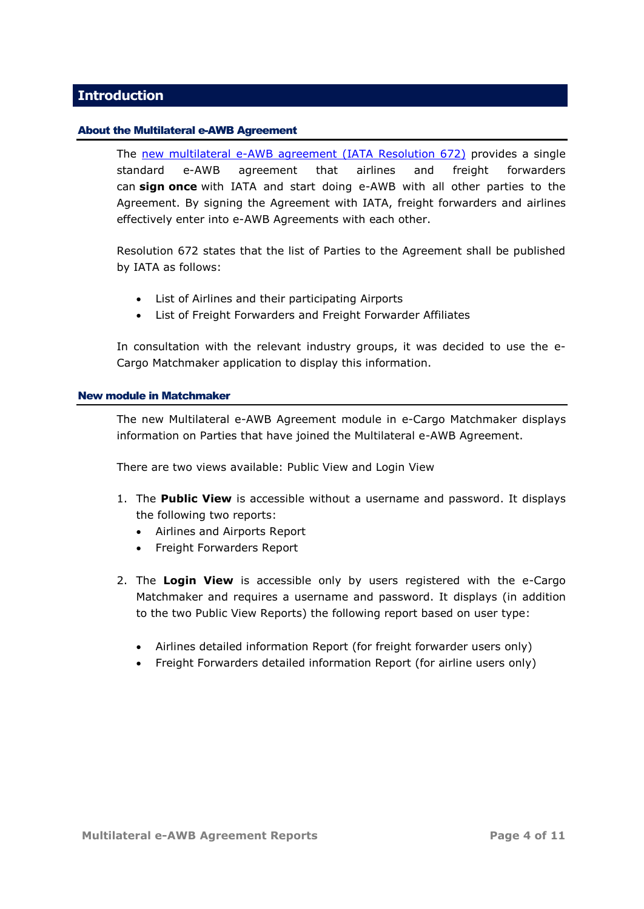# Introduction

## About the Multilateral e-AWB Agreement

The new multilateral e-AWB agreement (IATA Resolution 672) provides a single standard e-AWB agreement that airlines and freight forwarders can **sign once** with IATA and start doing e-AWB with all other parties to the Agreement. By signing the Agreement with IATA, freight forwarders and airlines effectively enter into e-AWB Agreements with each other.

Resolution 672 states that the list of Parties to the Agreement shall be published by IATA as follows:

- List of Airlines and their participating Airports
- List of Freight Forwarders and Freight Forwarder Affiliates

In consultation with the relevant industry groups, it was decided to use the e-Cargo Matchmaker application to display this information.

## New module in Matchmaker

The new Multilateral e-AWB Agreement module in e-Cargo Matchmaker displays information on Parties that have joined the Multilateral e-AWB Agreement.

There are two views available: Public View and Login View

1. The **Public View** is accessible without a username and password. It displays the following two reports:
   - Airlines and Airports Report
   - Freight Forwarders Report

2. The **Login View** is accessible only by users registered with the e-Cargo Matchmaker and requires a username and password. It displays (in addition to the two Public View Reports) the following report based on user type:

   - Airlines detailed information Report (for freight forwarder users only)
   - Freight Forwarders detailed information Report (for airline users only)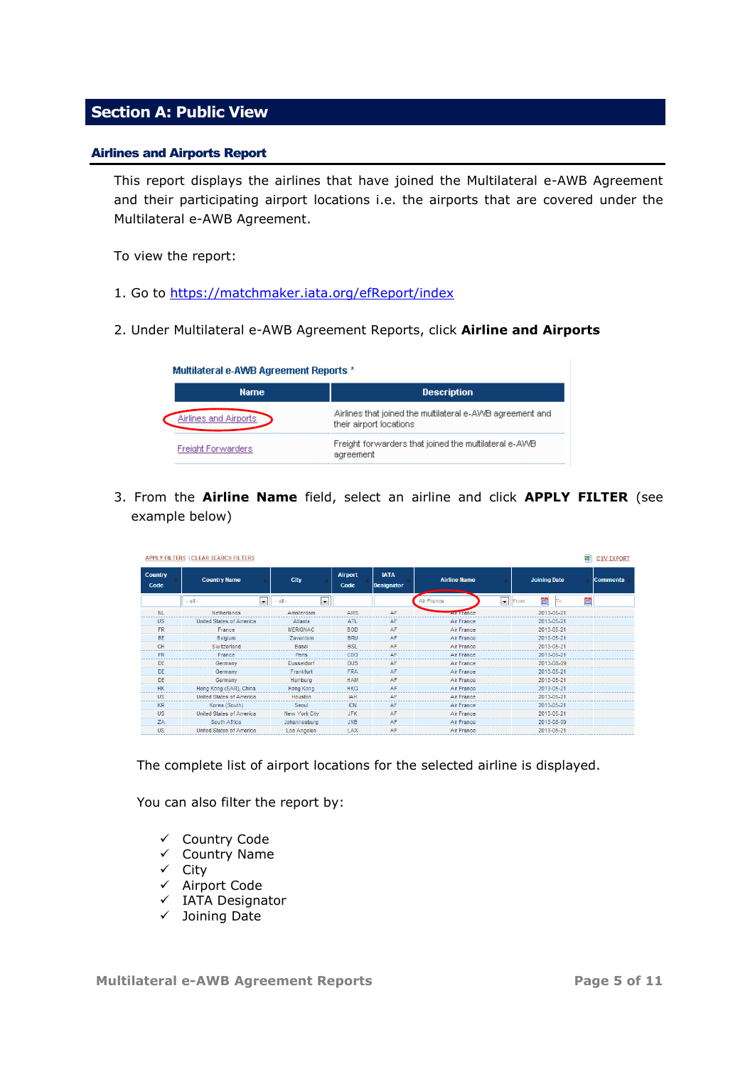# Section A: Public View

## Airlines and Airports Report

This report displays the airlines that have joined the Multilateral e-AWB Agreement and their participating airport locations i.e. the airports that are covered under the Multilateral e-AWB Agreement.

To view the report:

1. Go to https://matchmaker.iata.org/efReport/index

2. Under Multilateral e-AWB Agreement Reports, click **Airline and Airports**

**Multilateral e-AWB Agreement Reports ***

| Name | Description |
|---|---|
| Airlines and Airports | Airlines that joined the multilateral e-AWB agreement and their airport locations |
| Freight Forwarders | Freight forwarders that joined the multilateral e-AWB agreement |

3. From the **Airline Name** field, select an airline and click **APPLY FILTER** (see example below)

APPLY FILTERS | CLEAR SEARCH FILTERS — CSV EXPORT

| Country Code | Country Name | City | Airport Code | IATA Designator | Airline Name | Joining Date | Comments |
|---|---|---|---|---|---|---|---|
| | - all - | - all - | | | Air France | From / To | |
| NL | Netherlands | Amsterdam | AMS | AF | Air France | 2013-05-21 | |
| US | United States of America | Atlanta | ATL | AF | Air France | 2013-05-21 | |
| FR | France | MERIGNAC | BOD | AF | Air France | 2013-05-21 | |
| BE | Belgium | Zaventem | BRU | AF | Air France | 2013-05-21 | |
| CH | Switzerland | Basel | BSL | AF | Air France | 2013-05-21 | |
| FR | France | Paris | CDG | AF | Air France | 2013-05-21 | |
| DE | Germany | Dusseldorf | DUS | AF | Air France | 2013-08-09 | |
| DE | Germany | Frankfurt | FRA | AF | Air France | 2013-05-21 | |
| DE | Germany | Hamburg | HAM | AF | Air France | 2013-05-21 | |
| HK | Hong Kong (SAR), China | Hong Kong | HKG | AF | Air France | 2013-05-21 | |
| US | United States of America | Houston | IAH | AF | Air France | 2013-05-21 | |
| KR | Korea (South) | Seoul | ICN | AF | Air France | 2013-05-21 | |
| US | United States of America | New York City | JFK | AF | Air France | 2013-05-21 | |
| ZA | South Africa | Johannesburg | JNB | AF | Air France | 2013-08-09 | |
| US | United States of America | Los Angeles | LAX | AF | Air France | 2013-05-21 | |

The complete list of airport locations for the selected airline is displayed.

You can also filter the report by:

- ✓ Country Code
- ✓ Country Name
- ✓ City
- ✓ Airport Code
- ✓ IATA Designator
- ✓ Joining Date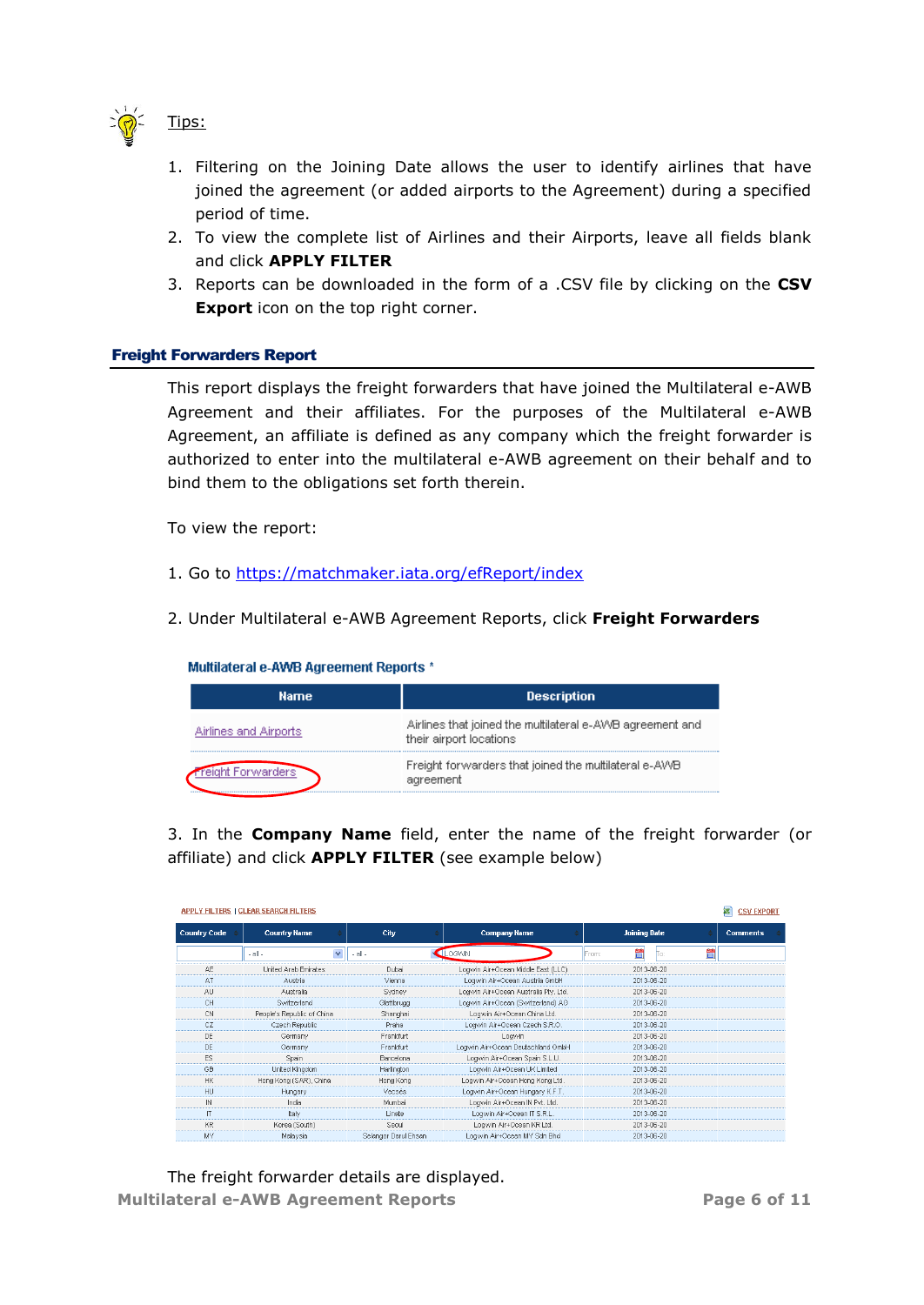Tips:

1. Filtering on the Joining Date allows the user to identify airlines that have joined the agreement (or added airports to the Agreement) during a specified period of time.
2. To view the complete list of Airlines and their Airports, leave all fields blank and click **APPLY FILTER**
3. Reports can be downloaded in the form of a .CSV file by clicking on the **CSV Export** icon on the top right corner.

## Freight Forwarders Report

This report displays the freight forwarders that have joined the Multilateral e-AWB Agreement and their affiliates. For the purposes of the Multilateral e-AWB Agreement, an affiliate is defined as any company which the freight forwarder is authorized to enter into the multilateral e-AWB agreement on their behalf and to bind them to the obligations set forth therein.

To view the report:

1. Go to https://matchmaker.iata.org/efReport/index

2. Under Multilateral e-AWB Agreement Reports, click **Freight Forwarders**

**Multilateral e-AWB Agreement Reports** *

| Name | Description |
|---|---|
| Airlines and Airports | Airlines that joined the multilateral e-AWB agreement and their airport locations |
| Freight Forwarders | Freight forwarders that joined the multilateral e-AWB agreement |

3. In the **Company Name** field, enter the name of the freight forwarder (or affiliate) and click **APPLY FILTER** (see example below)

APPLY FILTERS | CLEAR SEARCH FILTERS — CSV EXPORT

| Country Code | Country Name | City | Company Name | Joining Date | Comments |
|---|---|---|---|---|---|
| | - all - | - all - | LOGWIN | From: To: | |
| AE | United Arab Emirates | Dubai | Logwin Air+Ocean Middle East (LLC) | 2013-06-20 | |
| AT | Austria | Vienna | Logwin Air+Ocean Austria GmbH | 2013-06-20 | |
| AU | Australia | Sydney | Logwin Air+Ocean Australia Pty. Ltd. | 2013-06-20 | |
| CH | Switzerland | Glattbrugg | Logwin Air+Ocean (Switzerland) AG | 2013-06-20 | |
| CN | People's Republic of China | Shanghai | Logwin Air+Ocean China Ltd. | 2013-06-20 | |
| CZ | Czech Republic | Praha | Logwin Air+Ocean Czech S.R.O. | 2013-06-20 | |
| DE | Germany | Frankfurt | Logwin | 2013-06-20 | |
| DE | Germany | Frankfurt | Logwin Air+Ocean Deutschland GmbH | 2013-06-20 | |
| ES | Spain | Barcelona | Logwin Air+Ocean Spain S.L.U. | 2013-06-20 | |
| GB | United Kingdom | Harlington | Logwin Air+Ocean UK Limited | 2013-06-20 | |
| HK | Hong Kong (SAR), China | Hong Kong | Logwin Air+Ocean Hong Kong Ltd. | 2013-06-20 | |
| HU | Hungary | Vecsés | Logwin Air+Ocean Hungary K.F.T. | 2013-06-20 | |
| IN | India | Mumbai | Logwin Air+Ocean IN Pvt. Ltd. | 2013-06-20 | |
| IT | Italy | Linate | Logwin Air+Ocean IT S.R.L. | 2013-06-20 | |
| KR | Korea (South) | Seoul | Logwin Air+Ocean KR Ltd. | 2013-06-20 | |
| MY | Malaysia | Selangor Darul Ehsan | Logwin Air+Ocean MY Sdn Bhd | 2013-06-20 | |

The freight forwarder details are displayed.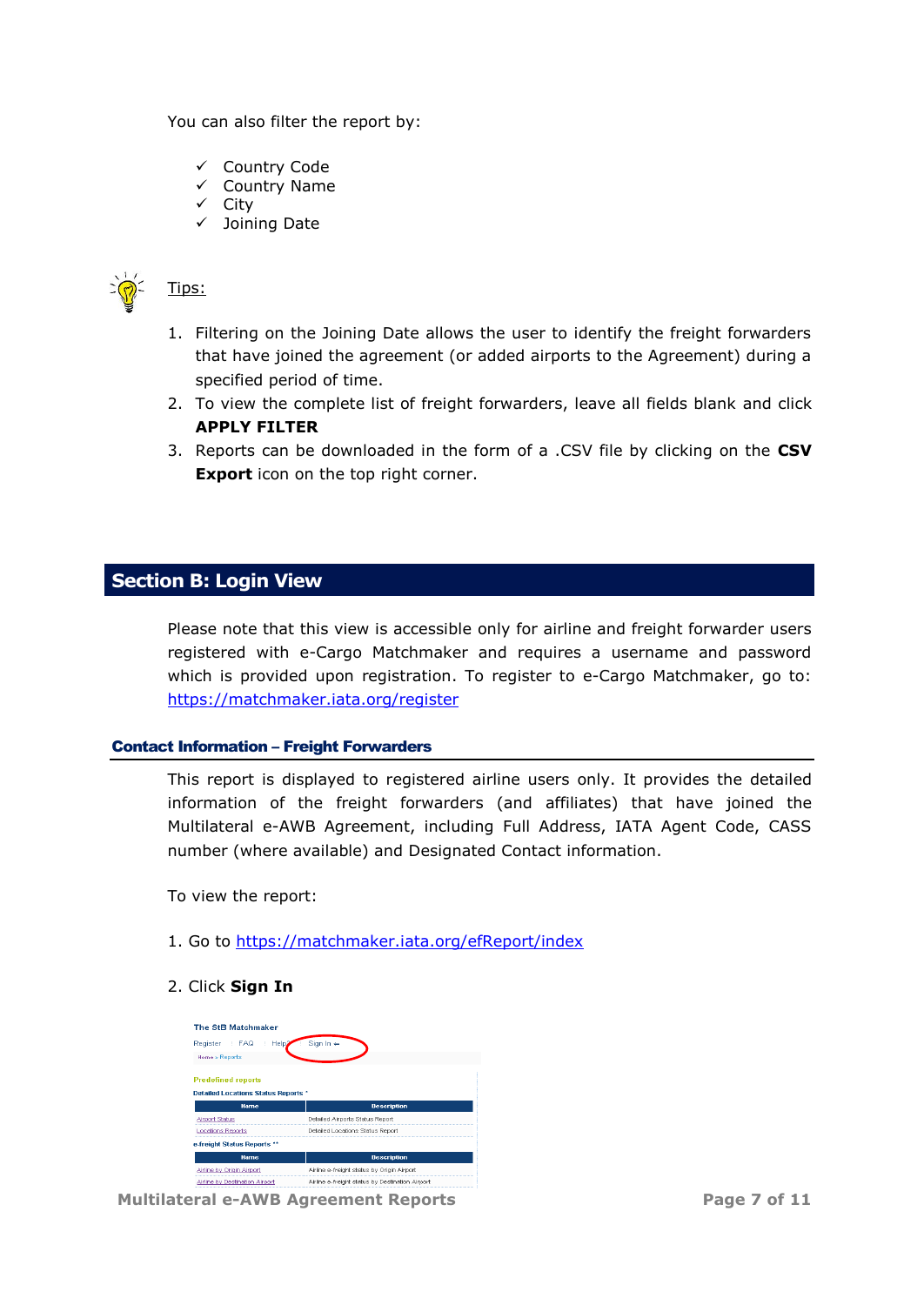You can also filter the report by:

- ✓ Country Code
- ✓ Country Name
- ✓ City
- ✓ Joining Date

Tips:

1. Filtering on the Joining Date allows the user to identify the freight forwarders that have joined the agreement (or added airports to the Agreement) during a specified period of time.
2. To view the complete list of freight forwarders, leave all fields blank and click **APPLY FILTER**
3. Reports can be downloaded in the form of a .CSV file by clicking on the **CSV Export** icon on the top right corner.

## Section B: Login View

Please note that this view is accessible only for airline and freight forwarder users registered with e-Cargo Matchmaker and requires a username and password which is provided upon registration. To register to e-Cargo Matchmaker, go to: https://matchmaker.iata.org/register

### Contact Information – Freight Forwarders

This report is displayed to registered airline users only. It provides the detailed information of the freight forwarders (and affiliates) that have joined the Multilateral e-AWB Agreement, including Full Address, IATA Agent Code, CASS number (where available) and Designated Contact information.

To view the report:

1. Go to https://matchmaker.iata.org/efReport/index

2. Click **Sign In**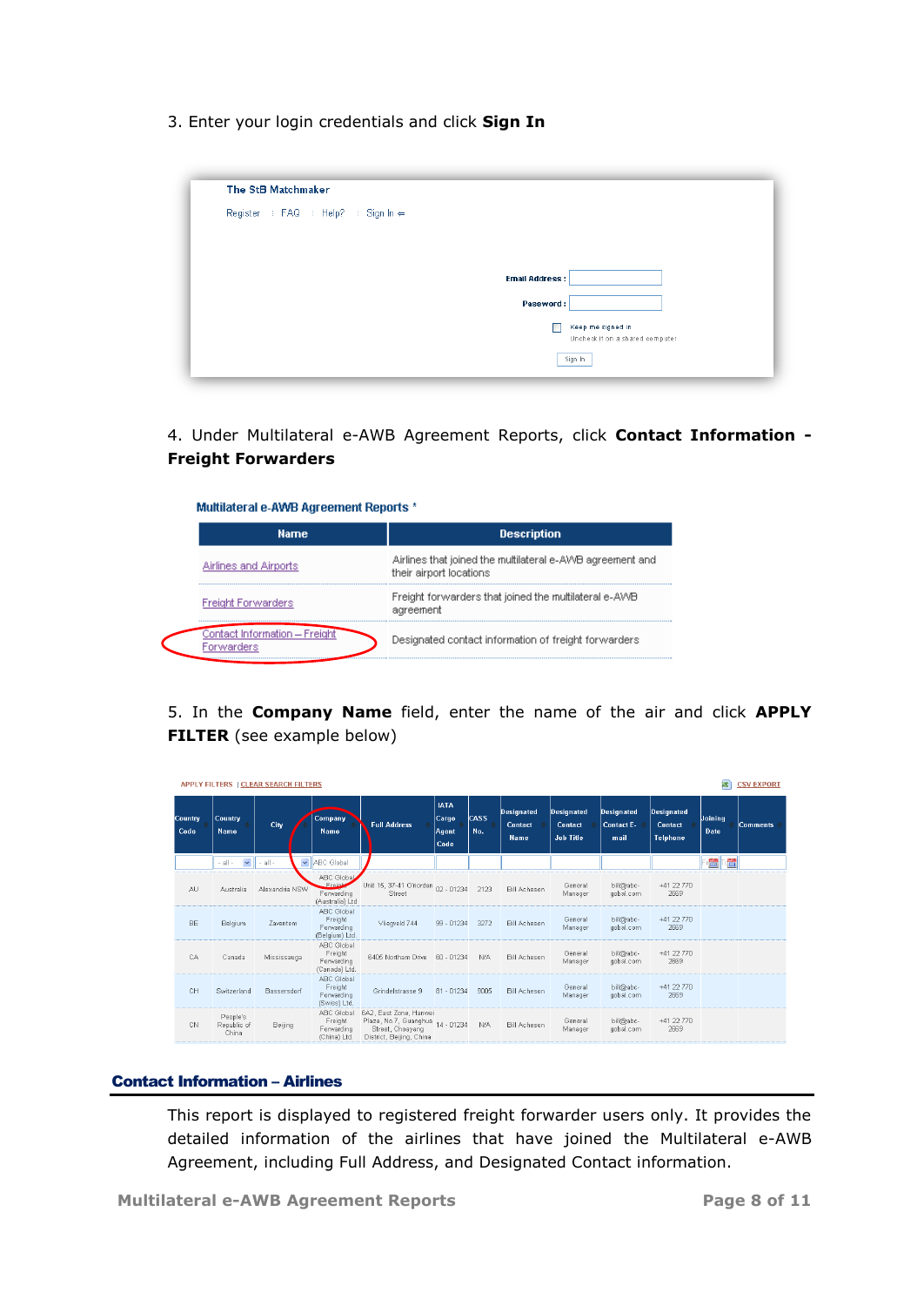3. Enter your login credentials and click **Sign In**

The StB Matchmaker

Register | FAQ | Help? | Sign In ⇒

Email Address :

Password :

Keep me signed in
Uncheck it on a shared computer

Sign In

4. Under Multilateral e-AWB Agreement Reports, click **Contact Information - Freight Forwarders**

**Multilateral e-AWB Agreement Reports ***

| Name | Description |
| --- | --- |
| Airlines and Airports | Airlines that joined the multilateral e-AWB agreement and their airport locations |
| Freight Forwarders | Freight forwarders that joined the multilateral e-AWB agreement |
| Contact Information – Freight Forwarders | Designated contact information of freight forwarders |

5. In the **Company Name** field, enter the name of the air and click **APPLY FILTER** (see example below)

APPLY FILTERS | CLEAR SEARCH FILTERS    CSV EXPORT

| Country Code | Country Name | City | Company Name | Full Address | IATA Cargo Agent Code | CASS No. | Designated Contact Name | Designated Contact Job Title | Designated Contact E-mail | Designated Contact Telphone | Joining Date | Comments |
| --- | --- | --- | --- | --- | --- | --- | --- | --- | --- | --- | --- | --- |
| | - all - | - all - | ABC Global | | | | | | | | | |
| AU | Australia | Alexandria NSW | ABC Global Freight Forwarding (Australia) Ltd | Unit 15, 37-41 O'Riordan Street | 02 - 01234 | 2123 | Bill Acheson | General Manager | bill@abc-gobal.com | +41 22 770 2669 | | |
| BE | Belgium | Zaventem | ABC Global Freight Forwarding (Belgium) Ltd | Vliegveld 744 | 99 - 01234 | 3272 | Bill Acheson | General Manager | bill@abc-gobal.com | +41 22 770 2669 | | |
| CA | Canada | Mississauga | ABC Global Freight Forwarding (Canada) Ltd. | 6405 Northam Drive | 60 - 01234 | N/A | Bill Acheson | General Manager | bill@abc-gobal.com | +41 22 770 2669 | | |
| CH | Switzerland | Bassersdorf | ABC Global Freight Forwarding (Swiss) Ltd. | Grindelstrasse 9 | 81 - 01234 | 8005 | Bill Acheson | General Manager | bill@abc-gobal.com | +41 22 770 2669 | | |
| CN | People's Republic of China | Beijing | ABC Global Freight Forwarding (China) Ltd. | 6A2, East Zone, Hanwei Plaza, No.7, Guanghua Street, Chaoyang District, Beijing, China | 14 - 01234 | N/A | Bill Acheson | General Manager | bill@abc-gobal.com | +41 22 770 2669 | | |

## Contact Information – Airlines

This report is displayed to registered freight forwarder users only. It provides the detailed information of the airlines that have joined the Multilateral e-AWB Agreement, including Full Address, and Designated Contact information.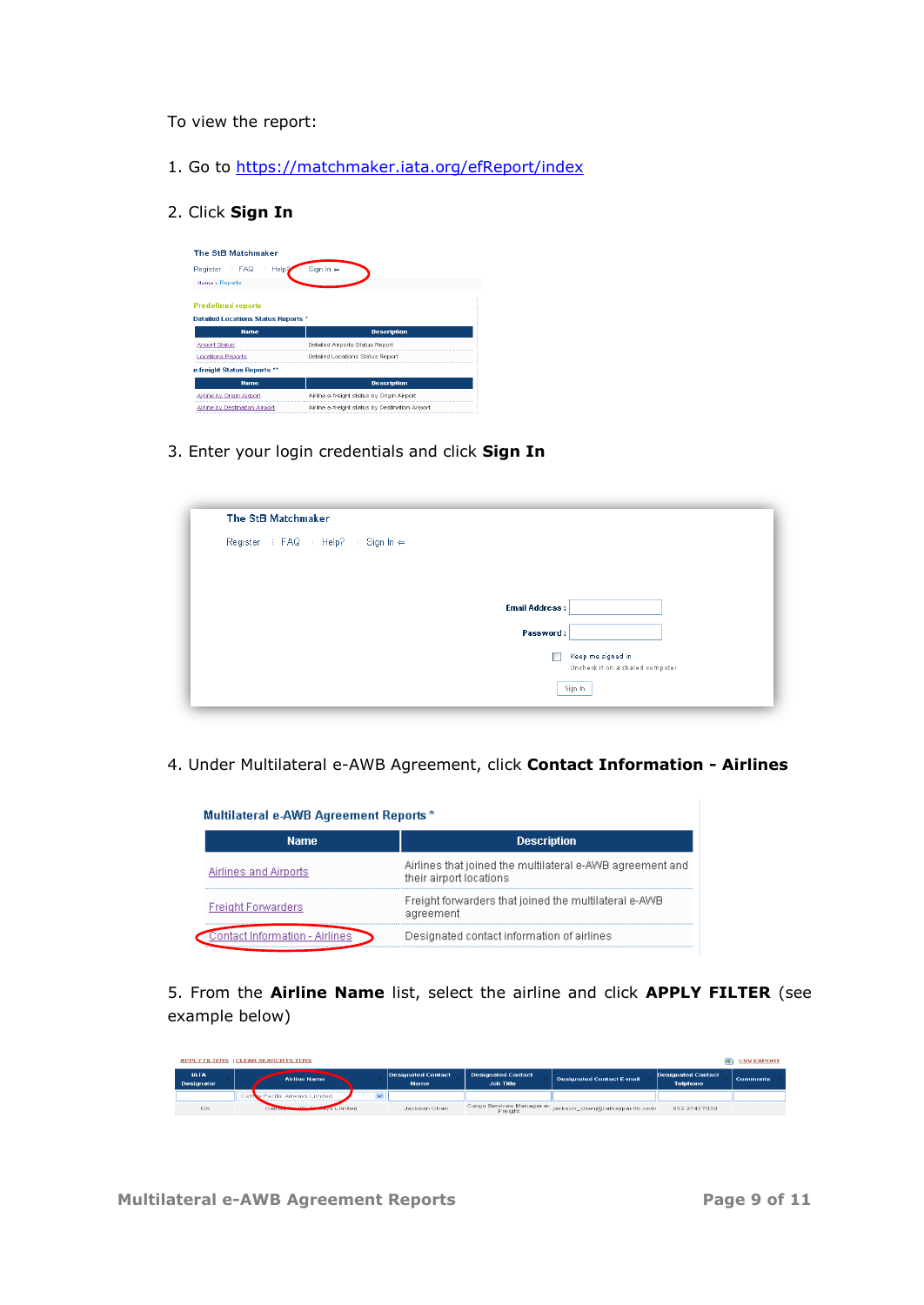To view the report:

1. Go to https://matchmaker.iata.org/efReport/index

2. Click **Sign In**

3. Enter your login credentials and click **Sign In**

4. Under Multilateral e-AWB Agreement, click **Contact Information - Airlines**

5. From the **Airline Name** list, select the airline and click **APPLY FILTER** (see example below)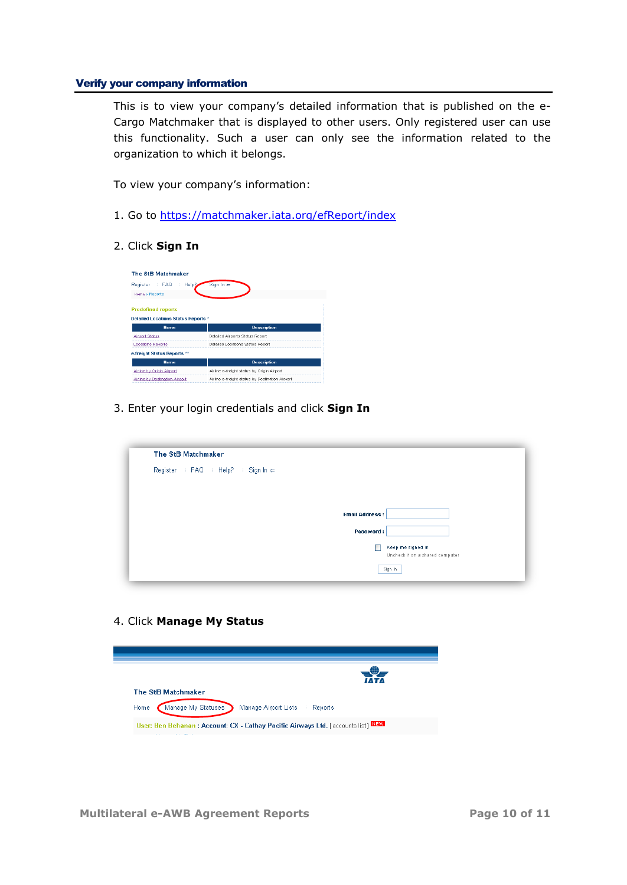## Verify your company information

This is to view your company's detailed information that is published on the e-Cargo Matchmaker that is displayed to other users. Only registered user can use this functionality. Such a user can only see the information related to the organization to which it belongs.

To view your company's information:

1. Go to https://matchmaker.iata.org/efReport/index

2. Click **Sign In**

3. Enter your login credentials and click **Sign In**

4. Click **Manage My Status**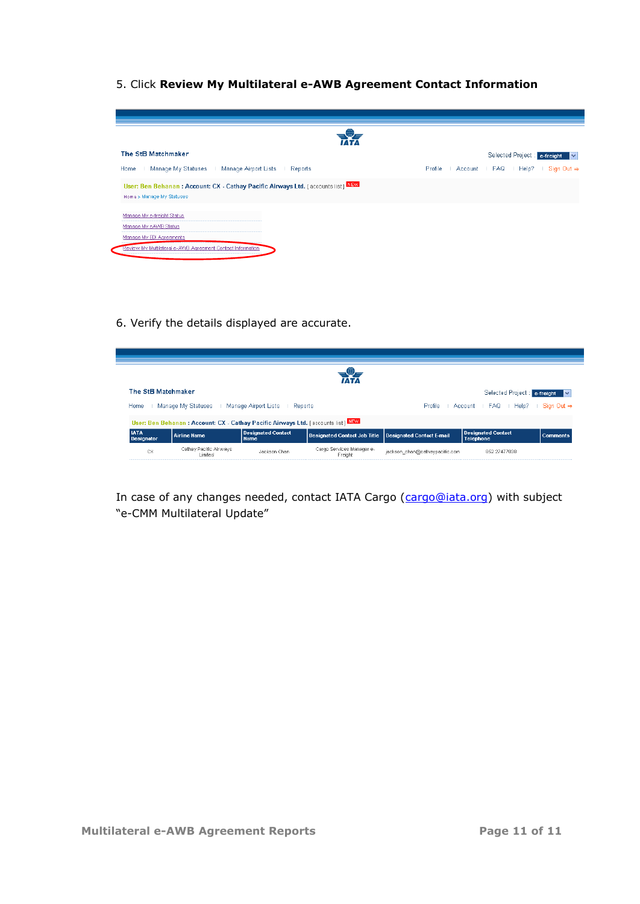5. Click **Review My Multilateral e-AWB Agreement Contact Information**

The StB Matchmaker

Selected Project : e-freight

Home | Manage My Statuses | Manage Airport Lists | Reports

Profile | Account | FAQ | Help? | Sign Out

User: Ben Behanan : Account: CX - Cathay Pacific Airways Ltd. [ accounts list ] NEW

Home > Manage My Statuses

Manage My e-freight Status

Manage My eAWB Status

Manage My EDI Agreements

Review My Multilateral e-AWB Agreement Contact Information

6. Verify the details displayed are accurate.

The StB Matchmaker

Selected Project : e-freight

Home | Manage My Statuses | Manage Airport Lists | Reports

Profile | Account | FAQ | Help? | Sign Out

User: Ben Behanan : Account: CX - Cathay Pacific Airways Ltd. [ accounts list ] NEW

| IATA Designator | Airline Name | Designated Contact Name | Designated Contact Job Title | Designated Contact E-mail | Designated Contact Telephone | Comments |
|---|---|---|---|---|---|---|
| CX | Cathay Pacific Airways Limited | Jackson Chan | Cargo Services Manager e-Freight | jackson_chan@cathaypacific.com | 852 27477038 | |

In case of any changes needed, contact IATA Cargo (cargo@iata.org) with subject "e-CMM Multilateral Update"